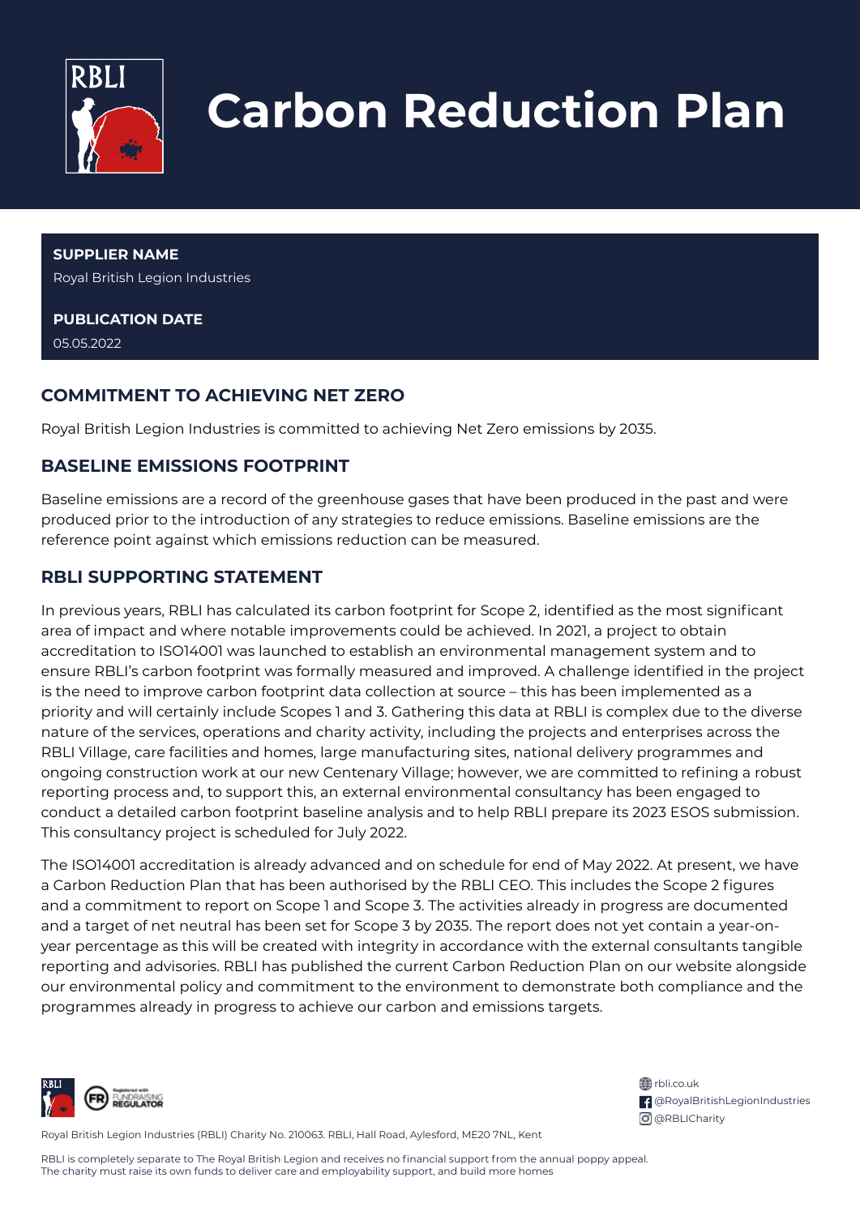# Carbon Reduction Plan

**SUPPLIER NAME**

Royal British Legion Industries

**PUBLICATION DATE**

05.05.2022

## COMMITMENT TO ACHIEVING NET ZERO

Royal British Legion Industries is committed to achieving Net Zero emissions by 2035.

## BASELINE EMISSIONS FOOTPRINT

Baseline emissions are a record of the greenhouse gases that have been produced in the past and were produced prior to the introduction of any strategies to reduce emissions. Baseline emissions are the reference point against which emissions reduction can be measured.

## RBLI SUPPORTING STATEMENT

In previous years, RBLI has calculated its carbon footprint for Scope 2, identified as the most significant area of impact and where notable improvements could be achieved. In 2021, a project to obtain accreditation to ISO14001 was launched to establish an environmental management system and to ensure RBLI's carbon footprint was formally measured and improved. A challenge identified in the project is the need to improve carbon footprint data collection at source – this has been implemented as a priority and will certainly include Scopes 1 and 3. Gathering this data at RBLI is complex due to the diverse nature of the services, operations and charity activity, including the projects and enterprises across the RBLI Village, care facilities and homes, large manufacturing sites, national delivery programmes and ongoing construction work at our new Centenary Village; however, we are committed to refining a robust reporting process and, to support this, an external environmental consultancy has been engaged to conduct a detailed carbon footprint baseline analysis and to help RBLI prepare its 2023 ESOS submission. This consultancy project is scheduled for July 2022.

The ISO14001 accreditation is already advanced and on schedule for end of May 2022. At present, we have a Carbon Reduction Plan that has been authorised by the RBLI CEO. This includes the Scope 2 figures and a commitment to report on Scope 1 and Scope 3. The activities already in progress are documented and a target of net neutral has been set for Scope 3 by 2035. The report does not yet contain a year-on-year percentage as this will be created with integrity in accordance with the external consultants tangible reporting and advisories. RBLI has published the current Carbon Reduction Plan on our website alongside our environmental policy and commitment to the environment to demonstrate both compliance and the programmes already in progress to achieve our carbon and emissions targets.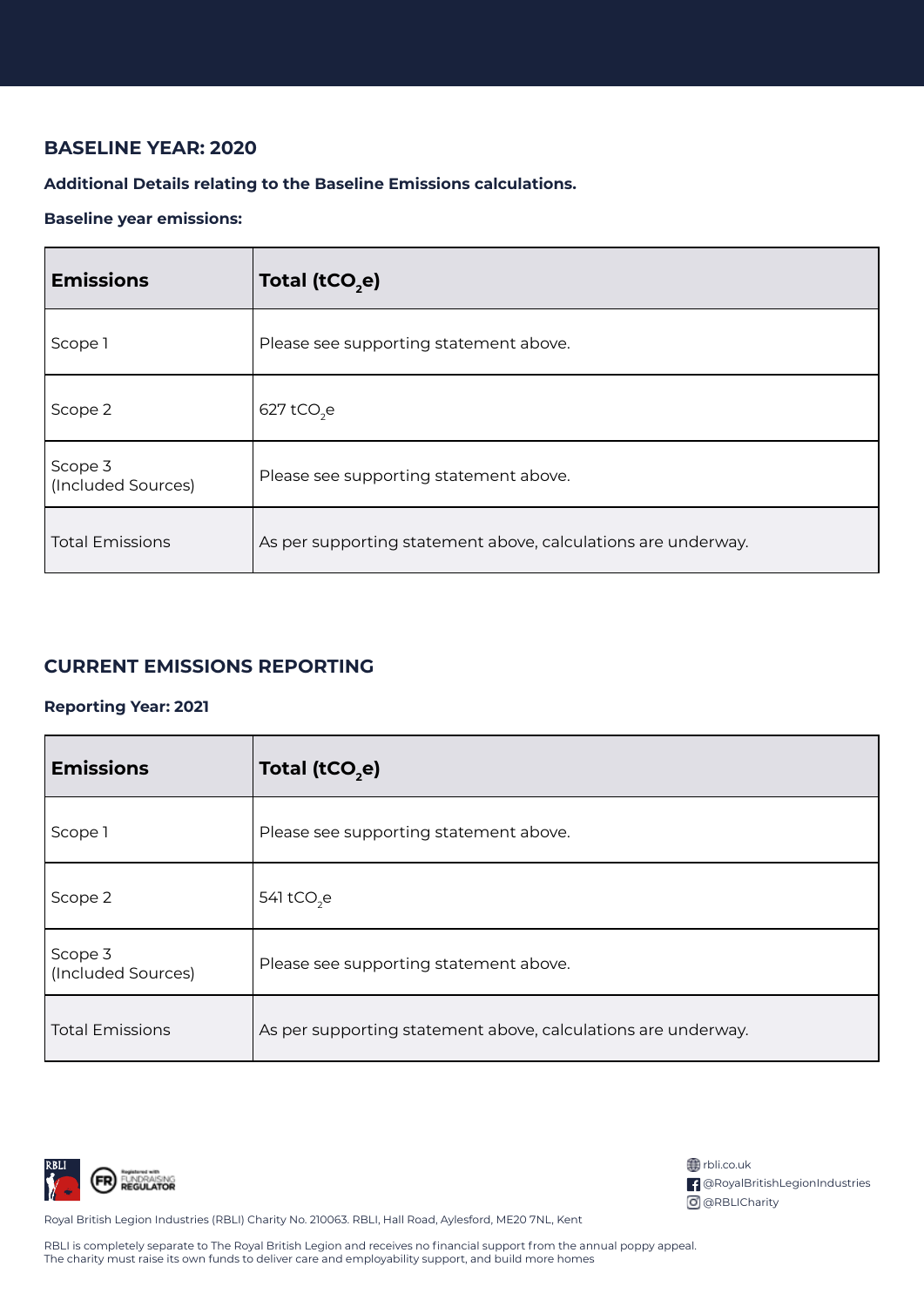## BASELINE YEAR: 2020

**Additional Details relating to the Baseline Emissions calculations.**

**Baseline year emissions:**

| Emissions | Total ($tCO_2e$) |
| --- | --- |
| Scope 1 | Please see supporting statement above. |
| Scope 2 | 627 $tCO_2e$ |
| Scope 3 (Included Sources) | Please see supporting statement above. |
| Total Emissions | As per supporting statement above, calculations are underway. |

## CURRENT EMISSIONS REPORTING

**Reporting Year: 2021**

| Emissions | Total ($tCO_2e$) |
| --- | --- |
| Scope 1 | Please see supporting statement above. |
| Scope 2 | 541 $tCO_2e$ |
| Scope 3 (Included Sources) | Please see supporting statement above. |
| Total Emissions | As per supporting statement above, calculations are underway. |

rbli.co.uk
@RoyalBritishLegionIndustries
@RBLICharity

Royal British Legion Industries (RBLI) Charity No. 210063. RBLI, Hall Road, Aylesford, ME20 7NL, Kent

RBLI is completely separate to The Royal British Legion and receives no financial support from the annual poppy appeal. The charity must raise its own funds to deliver care and employability support, and build more homes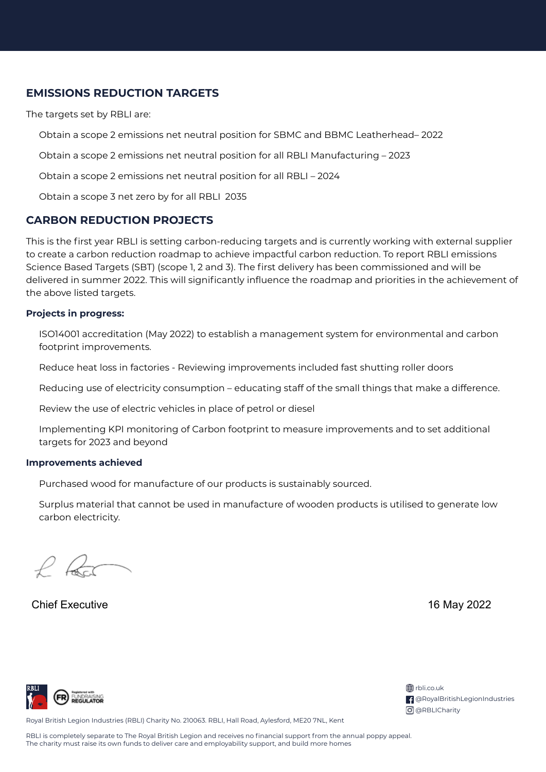## EMISSIONS REDUCTION TARGETS

The targets set by RBLI are:

- Obtain a scope 2 emissions net neutral position for SBMC and BBMC Leatherhead– 2022
- Obtain a scope 2 emissions net neutral position for all RBLI Manufacturing – 2023
- Obtain a scope 2 emissions net neutral position for all RBLI – 2024
- Obtain a scope 3 net zero by for all RBLI 2035

## CARBON REDUCTION PROJECTS

This is the first year RBLI is setting carbon-reducing targets and is currently working with external supplier to create a carbon reduction roadmap to achieve impactful carbon reduction. To report RBLI emissions Science Based Targets (SBT) (scope 1, 2 and 3). The first delivery has been commissioned and will be delivered in summer 2022. This will significantly influence the roadmap and priorities in the achievement of the above listed targets.

**Projects in progress:**

- ISO14001 accreditation (May 2022) to establish a management system for environmental and carbon footprint improvements.
- Reduce heat loss in factories - Reviewing improvements included fast shutting roller doors
- Reducing use of electricity consumption – educating staff of the small things that make a difference.
- Review the use of electric vehicles in place of petrol or diesel
- Implementing KPI monitoring of Carbon footprint to measure improvements and to set additional targets for 2023 and beyond

**Improvements achieved**

- Purchased wood for manufacture of our products is sustainably sourced.
- Surplus material that cannot be used in manufacture of wooden products is utilised to generate low carbon electricity.

Chief Executive

16 May 2022

Royal British Legion Industries (RBLI) Charity No. 210063. RBLI, Hall Road, Aylesford, ME20 7NL, Kent

RBLI is completely separate to The Royal British Legion and receives no financial support from the annual poppy appeal. The charity must raise its own funds to deliver care and employability support, and build more homes

rbli.co.uk

@RoyalBritishLegionIndustries

@RBLICharity